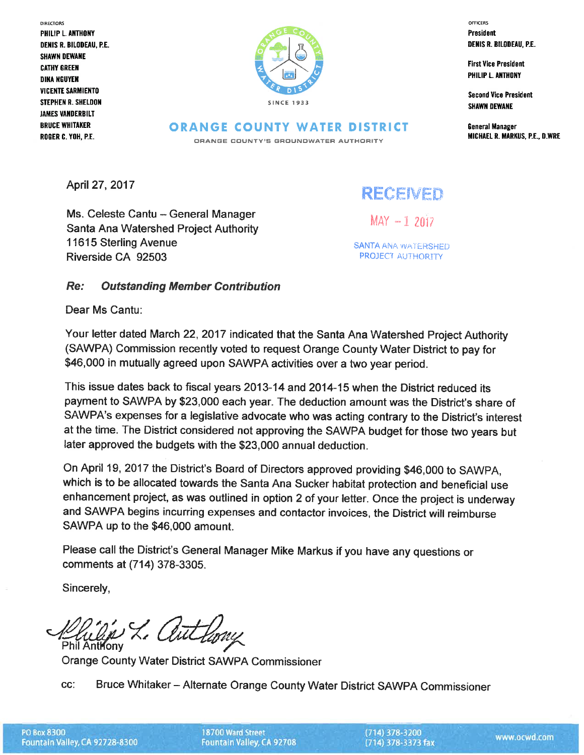DIRECTORS
PHILIP L. ANTHONY
DENIS R. BILODEAU, P.E.
SHAWN DEWANE
CATHY GREEN
DINA NGUYEN
VICENTE SARMIENTO
STEPHEN R. SHELDON
JAMES VANDERBILT
BRUCE WHITAKER
ROGER C. YOH, P.E.

SINCE 1933

# ORANGE COUNTY WATER DISTRICT

ORANGE COUNTY'S GROUNDWATER AUTHORITY

OFFICERS
President
DENIS R. BILODEAU, P.E.

First Vice President
PHILIP L. ANTHONY

Second Vice President
SHAWN DEWANE

General Manager
MICHAEL R. MARKUS, P.E., D.WRE

April 27, 2017

RECEIVED
MAY - 1 2017
SANTA ANA WATERSHED PROJECT AUTHORITY

Ms. Celeste Cantu – General Manager
Santa Ana Watershed Project Authority
11615 Sterling Avenue
Riverside CA 92503

***Re: Outstanding Member Contribution***

Dear Ms Cantu:

Your letter dated March 22, 2017 indicated that the Santa Ana Watershed Project Authority (SAWPA) Commission recently voted to request Orange County Water District to pay for $46,000 in mutually agreed upon SAWPA activities over a two year period.

This issue dates back to fiscal years 2013-14 and 2014-15 when the District reduced its payment to SAWPA by $23,000 each year. The deduction amount was the District's share of SAWPA's expenses for a legislative advocate who was acting contrary to the District's interest at the time. The District considered not approving the SAWPA budget for those two years but later approved the budgets with the $23,000 annual deduction.

On April 19, 2017 the District's Board of Directors approved providing $46,000 to SAWPA, which is to be allocated towards the Santa Ana Sucker habitat protection and beneficial use enhancement project, as was outlined in option 2 of your letter. Once the project is underway and SAWPA begins incurring expenses and contactor invoices, the District will reimburse SAWPA up to the $46,000 amount.

Please call the District's General Manager Mike Markus if you have any questions or comments at (714) 378-3305.

Sincerely,

Phil Anthony
Orange County Water District SAWPA Commissioner

cc: Bruce Whitaker – Alternate Orange County Water District SAWPA Commissioner

PO Box 8300, Fountain Valley, CA 92728-8300 | 18700 Ward Street, Fountain Valley, CA 92708 | (714) 378-3200, (714) 378-3373 fax | www.ocwd.com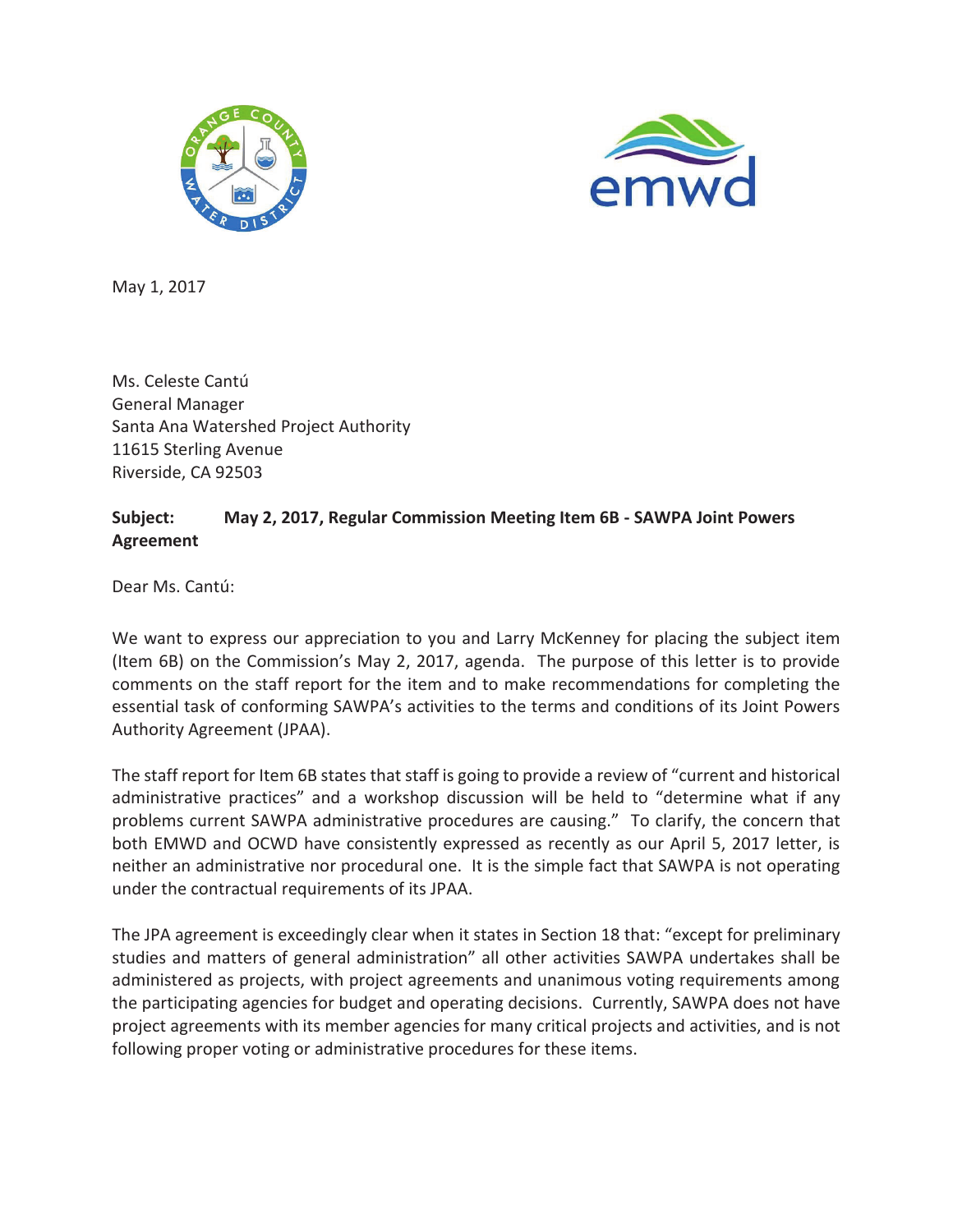May 1, 2017

Ms. Celeste Cantú  
General Manager  
Santa Ana Watershed Project Authority  
11615 Sterling Avenue  
Riverside, CA 92503

**Subject: May 2, 2017, Regular Commission Meeting Item 6B - SAWPA Joint Powers Agreement**

Dear Ms. Cantú:

We want to express our appreciation to you and Larry McKenney for placing the subject item (Item 6B) on the Commission's May 2, 2017, agenda. The purpose of this letter is to provide comments on the staff report for the item and to make recommendations for completing the essential task of conforming SAWPA's activities to the terms and conditions of its Joint Powers Authority Agreement (JPAA).

The staff report for Item 6B states that staff is going to provide a review of "current and historical administrative practices" and a workshop discussion will be held to "determine what if any problems current SAWPA administrative procedures are causing." To clarify, the concern that both EMWD and OCWD have consistently expressed as recently as our April 5, 2017 letter, is neither an administrative nor procedural one. It is the simple fact that SAWPA is not operating under the contractual requirements of its JPAA.

The JPA agreement is exceedingly clear when it states in Section 18 that: "except for preliminary studies and matters of general administration" all other activities SAWPA undertakes shall be administered as projects, with project agreements and unanimous voting requirements among the participating agencies for budget and operating decisions. Currently, SAWPA does not have project agreements with its member agencies for many critical projects and activities, and is not following proper voting or administrative procedures for these items.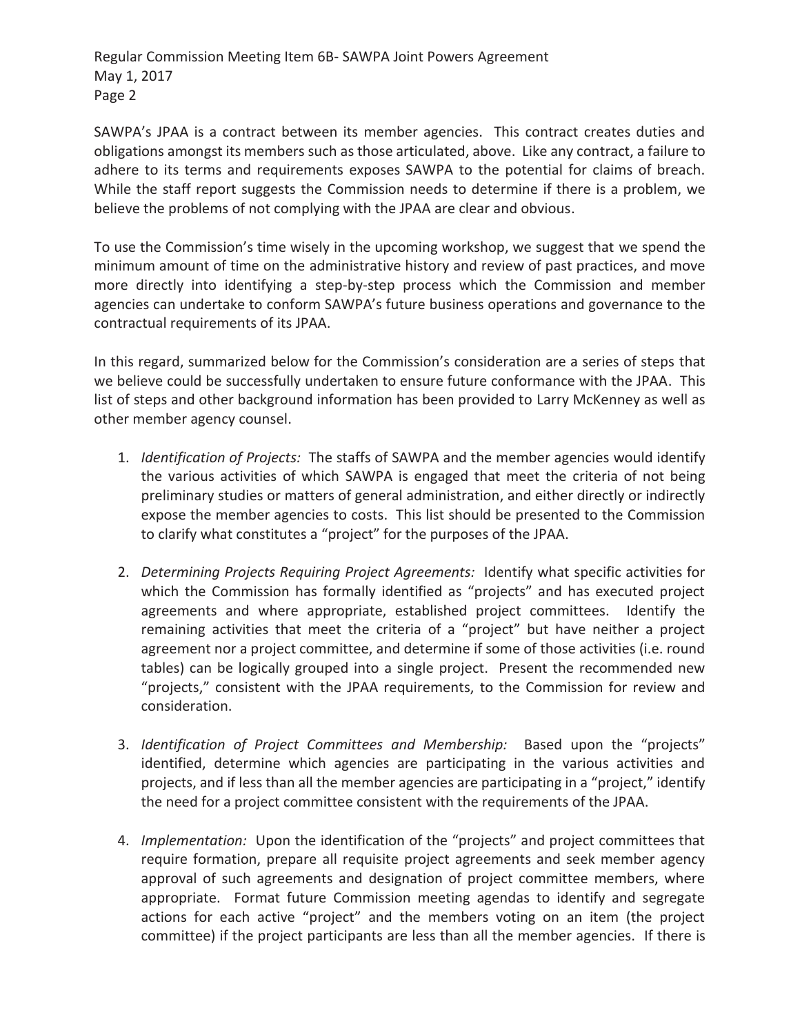SAWPA's JPAA is a contract between its member agencies. This contract creates duties and obligations amongst its members such as those articulated, above. Like any contract, a failure to adhere to its terms and requirements exposes SAWPA to the potential for claims of breach. While the staff report suggests the Commission needs to determine if there is a problem, we believe the problems of not complying with the JPAA are clear and obvious.

To use the Commission's time wisely in the upcoming workshop, we suggest that we spend the minimum amount of time on the administrative history and review of past practices, and move more directly into identifying a step-by-step process which the Commission and member agencies can undertake to conform SAWPA's future business operations and governance to the contractual requirements of its JPAA.

In this regard, summarized below for the Commission's consideration are a series of steps that we believe could be successfully undertaken to ensure future conformance with the JPAA. This list of steps and other background information has been provided to Larry McKenney as well as other member agency counsel.

1. *Identification of Projects:* The staffs of SAWPA and the member agencies would identify the various activities of which SAWPA is engaged that meet the criteria of not being preliminary studies or matters of general administration, and either directly or indirectly expose the member agencies to costs. This list should be presented to the Commission to clarify what constitutes a "project" for the purposes of the JPAA.

2. *Determining Projects Requiring Project Agreements:* Identify what specific activities for which the Commission has formally identified as "projects" and has executed project agreements and where appropriate, established project committees. Identify the remaining activities that meet the criteria of a "project" but have neither a project agreement nor a project committee, and determine if some of those activities (i.e. round tables) can be logically grouped into a single project. Present the recommended new "projects," consistent with the JPAA requirements, to the Commission for review and consideration.

3. *Identification of Project Committees and Membership:* Based upon the "projects" identified, determine which agencies are participating in the various activities and projects, and if less than all the member agencies are participating in a "project," identify the need for a project committee consistent with the requirements of the JPAA.

4. *Implementation:* Upon the identification of the "projects" and project committees that require formation, prepare all requisite project agreements and seek member agency approval of such agreements and designation of project committee members, where appropriate. Format future Commission meeting agendas to identify and segregate actions for each active "project" and the members voting on an item (the project committee) if the project participants are less than all the member agencies. If there is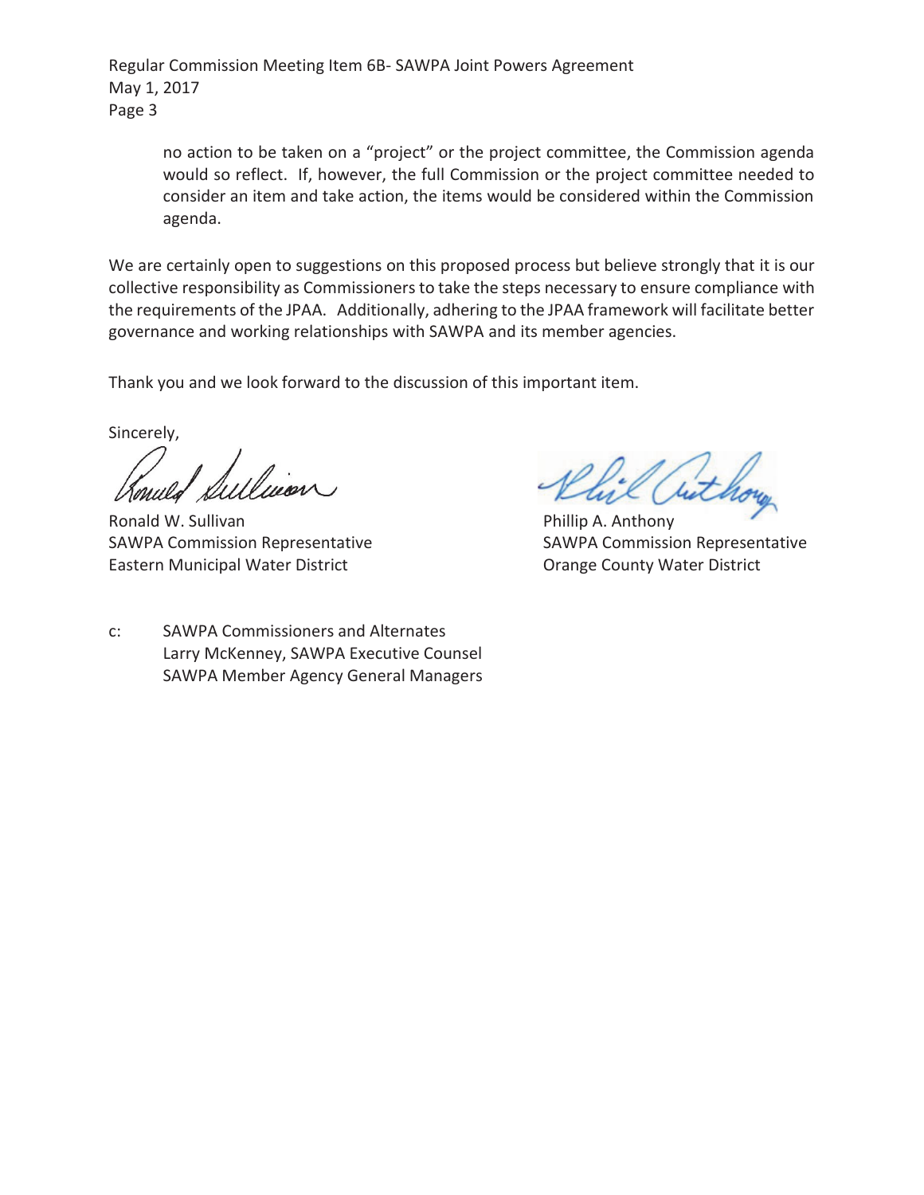no action to be taken on a "project" or the project committee, the Commission agenda would so reflect. If, however, the full Commission or the project committee needed to consider an item and take action, the items would be considered within the Commission agenda.

We are certainly open to suggestions on this proposed process but believe strongly that it is our collective responsibility as Commissioners to take the steps necessary to ensure compliance with the requirements of the JPAA. Additionally, adhering to the JPAA framework will facilitate better governance and working relationships with SAWPA and its member agencies.

Thank you and we look forward to the discussion of this important item.

Sincerely,

Ronald W. Sullivan
SAWPA Commission Representative
Eastern Municipal Water District

Phillip A. Anthony
SAWPA Commission Representative
Orange County Water District

c: SAWPA Commissioners and Alternates
Larry McKenney, SAWPA Executive Counsel
SAWPA Member Agency General Managers